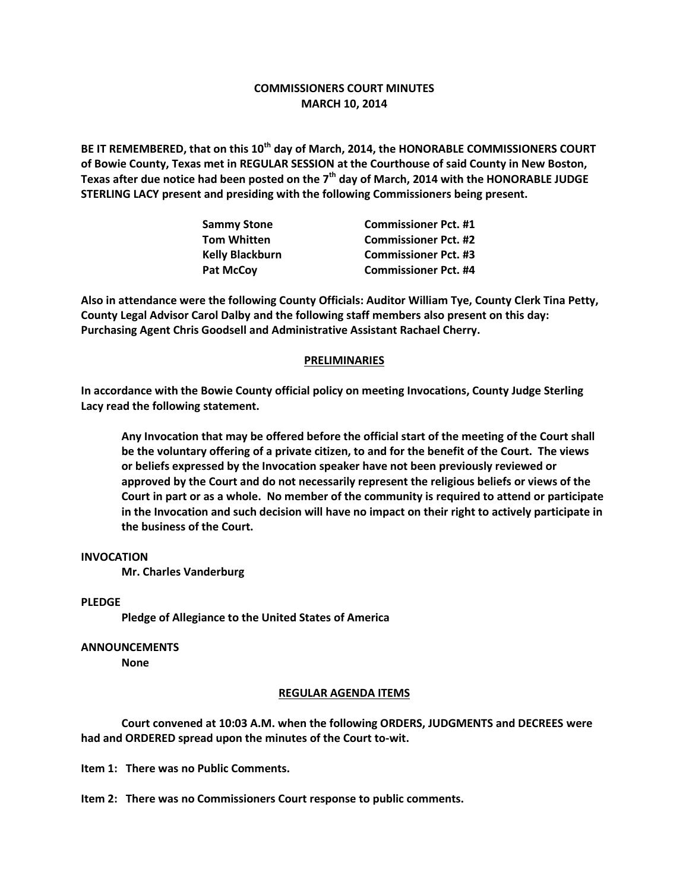# COMMISSIONERS COURT MINUTES
## MARCH 10, 2014

**BE IT REMEMBERED, that on this 10th day of March, 2014, the HONORABLE COMMISSIONERS COURT of Bowie County, Texas met in REGULAR SESSION at the Courthouse of said County in New Boston, Texas after due notice had been posted on the 7th day of March, 2014 with the HONORABLE JUDGE STERLING LACY present and presiding with the following Commissioners being present.**

| | |
|---|---|
| **Sammy Stone** | **Commissioner Pct. #1** |
| **Tom Whitten** | **Commissioner Pct. #2** |
| **Kelly Blackburn** | **Commissioner Pct. #3** |
| **Pat McCoy** | **Commissioner Pct. #4** |

**Also in attendance were the following County Officials: Auditor William Tye, County Clerk Tina Petty, County Legal Advisor Carol Dalby and the following staff members also present on this day: Purchasing Agent Chris Goodsell and Administrative Assistant Rachael Cherry.**

## PRELIMINARIES

**In accordance with the Bowie County official policy on meeting Invocations, County Judge Sterling Lacy read the following statement.**

> **Any Invocation that may be offered before the official start of the meeting of the Court shall be the voluntary offering of a private citizen, to and for the benefit of the Court. The views or beliefs expressed by the Invocation speaker have not been previously reviewed or approved by the Court and do not necessarily represent the religious beliefs or views of the Court in part or as a whole. No member of the community is required to attend or participate in the Invocation and such decision will have no impact on their right to actively participate in the business of the Court.**

**INVOCATION**

**Mr. Charles Vanderburg**

**PLEDGE**

**Pledge of Allegiance to the United States of America**

**ANNOUNCEMENTS**

**None**

## REGULAR AGENDA ITEMS

**Court convened at 10:03 A.M. when the following ORDERS, JUDGMENTS and DECREES were had and ORDERED spread upon the minutes of the Court to-wit.**

**Item 1: There was no Public Comments.**

**Item 2: There was no Commissioners Court response to public comments.**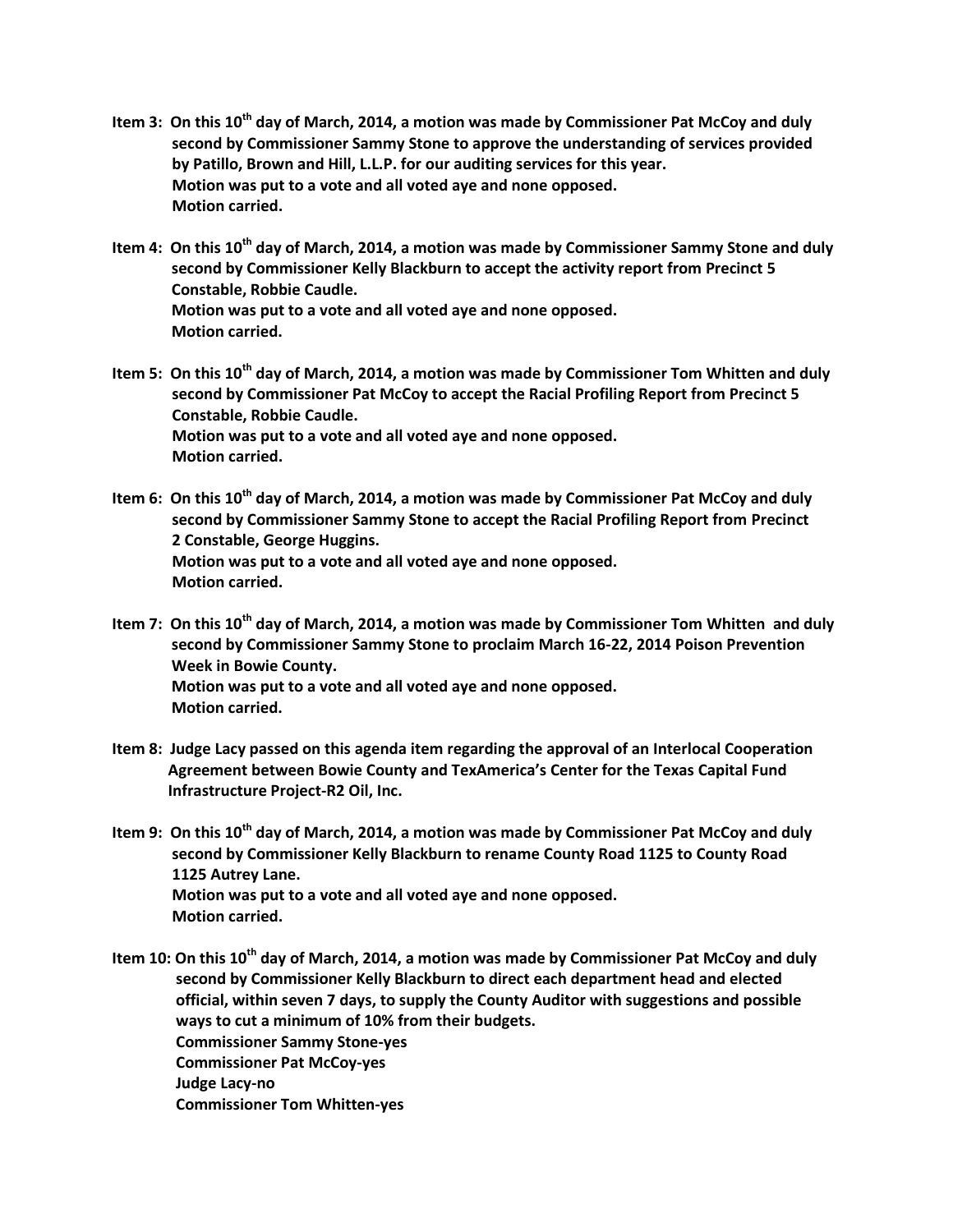**Item 3: On this 10th day of March, 2014, a motion was made by Commissioner Pat McCoy and duly second by Commissioner Sammy Stone to approve the understanding of services provided by Patillo, Brown and Hill, L.L.P. for our auditing services for this year.**
**Motion was put to a vote and all voted aye and none opposed.**
**Motion carried.**

**Item 4: On this 10th day of March, 2014, a motion was made by Commissioner Sammy Stone and duly second by Commissioner Kelly Blackburn to accept the activity report from Precinct 5 Constable, Robbie Caudle.**
**Motion was put to a vote and all voted aye and none opposed.**
**Motion carried.**

**Item 5: On this 10th day of March, 2014, a motion was made by Commissioner Tom Whitten and duly second by Commissioner Pat McCoy to accept the Racial Profiling Report from Precinct 5 Constable, Robbie Caudle.**
**Motion was put to a vote and all voted aye and none opposed.**
**Motion carried.**

**Item 6: On this 10th day of March, 2014, a motion was made by Commissioner Pat McCoy and duly second by Commissioner Sammy Stone to accept the Racial Profiling Report from Precinct 2 Constable, George Huggins.**
**Motion was put to a vote and all voted aye and none opposed.**
**Motion carried.**

**Item 7: On this 10th day of March, 2014, a motion was made by Commissioner Tom Whitten and duly second by Commissioner Sammy Stone to proclaim March 16-22, 2014 Poison Prevention Week in Bowie County.**
**Motion was put to a vote and all voted aye and none opposed.**
**Motion carried.**

**Item 8: Judge Lacy passed on this agenda item regarding the approval of an Interlocal Cooperation Agreement between Bowie County and TexAmerica's Center for the Texas Capital Fund Infrastructure Project-R2 Oil, Inc.**

**Item 9: On this 10th day of March, 2014, a motion was made by Commissioner Pat McCoy and duly second by Commissioner Kelly Blackburn to rename County Road 1125 to County Road 1125 Autrey Lane.**
**Motion was put to a vote and all voted aye and none opposed.**
**Motion carried.**

**Item 10: On this 10th day of March, 2014, a motion was made by Commissioner Pat McCoy and duly second by Commissioner Kelly Blackburn to direct each department head and elected official, within seven 7 days, to supply the County Auditor with suggestions and possible ways to cut a minimum of 10% from their budgets.**
**Commissioner Sammy Stone-yes**
**Commissioner Pat McCoy-yes**
**Judge Lacy-no**
**Commissioner Tom Whitten-yes**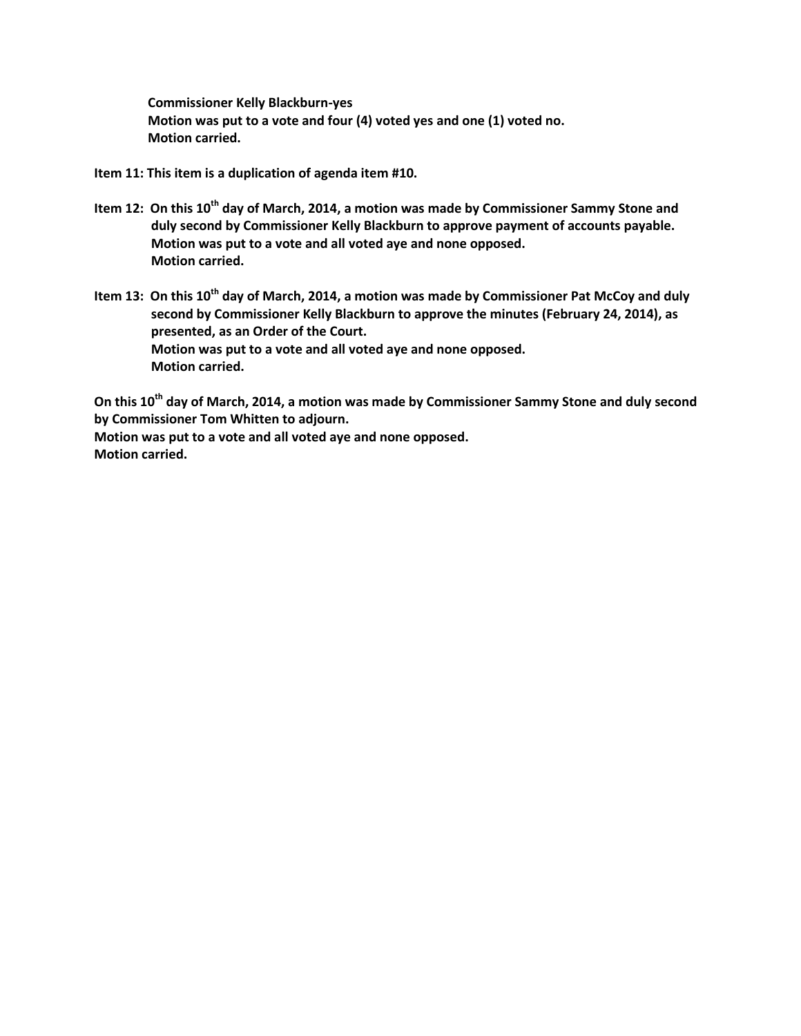**Commissioner Kelly Blackburn-yes**
**Motion was put to a vote and four (4) voted yes and one (1) voted no.**
**Motion carried.**

**Item 11: This item is a duplication of agenda item #10.**

**Item 12: On this 10th day of March, 2014, a motion was made by Commissioner Sammy Stone and duly second by Commissioner Kelly Blackburn to approve payment of accounts payable.**
**Motion was put to a vote and all voted aye and none opposed.**
**Motion carried.**

**Item 13: On this 10th day of March, 2014, a motion was made by Commissioner Pat McCoy and duly second by Commissioner Kelly Blackburn to approve the minutes (February 24, 2014), as presented, as an Order of the Court.**
**Motion was put to a vote and all voted aye and none opposed.**
**Motion carried.**

**On this 10th day of March, 2014, a motion was made by Commissioner Sammy Stone and duly second by Commissioner Tom Whitten to adjourn.**
**Motion was put to a vote and all voted aye and none opposed.**
**Motion carried.**